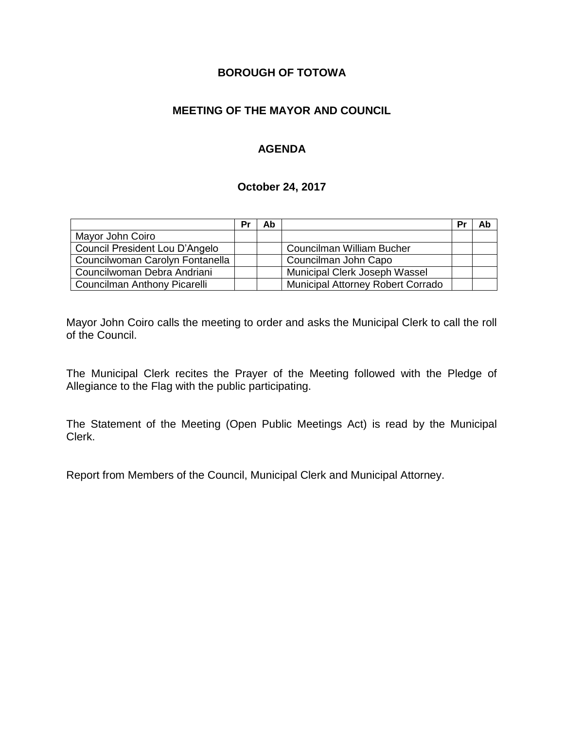**BOROUGH OF TOTOWA**

**MEETING OF THE MAYOR AND COUNCIL**

**AGENDA**

**October 24, 2017**

| | Pr | Ab | | Pr | Ab |
|---|---|---|---|---|---|
| Mayor John Coiro | | | | | |
| Council President Lou D'Angelo | | | Councilman William Bucher | | |
| Councilwoman Carolyn Fontanella | | | Councilman John Capo | | |
| Councilwoman Debra Andriani | | | Municipal Clerk Joseph Wassel | | |
| Councilman Anthony Picarelli | | | Municipal Attorney Robert Corrado | | |

Mayor John Coiro calls the meeting to order and asks the Municipal Clerk to call the roll of the Council.

The Municipal Clerk recites the Prayer of the Meeting followed with the Pledge of Allegiance to the Flag with the public participating.

The Statement of the Meeting (Open Public Meetings Act) is read by the Municipal Clerk.

Report from Members of the Council, Municipal Clerk and Municipal Attorney.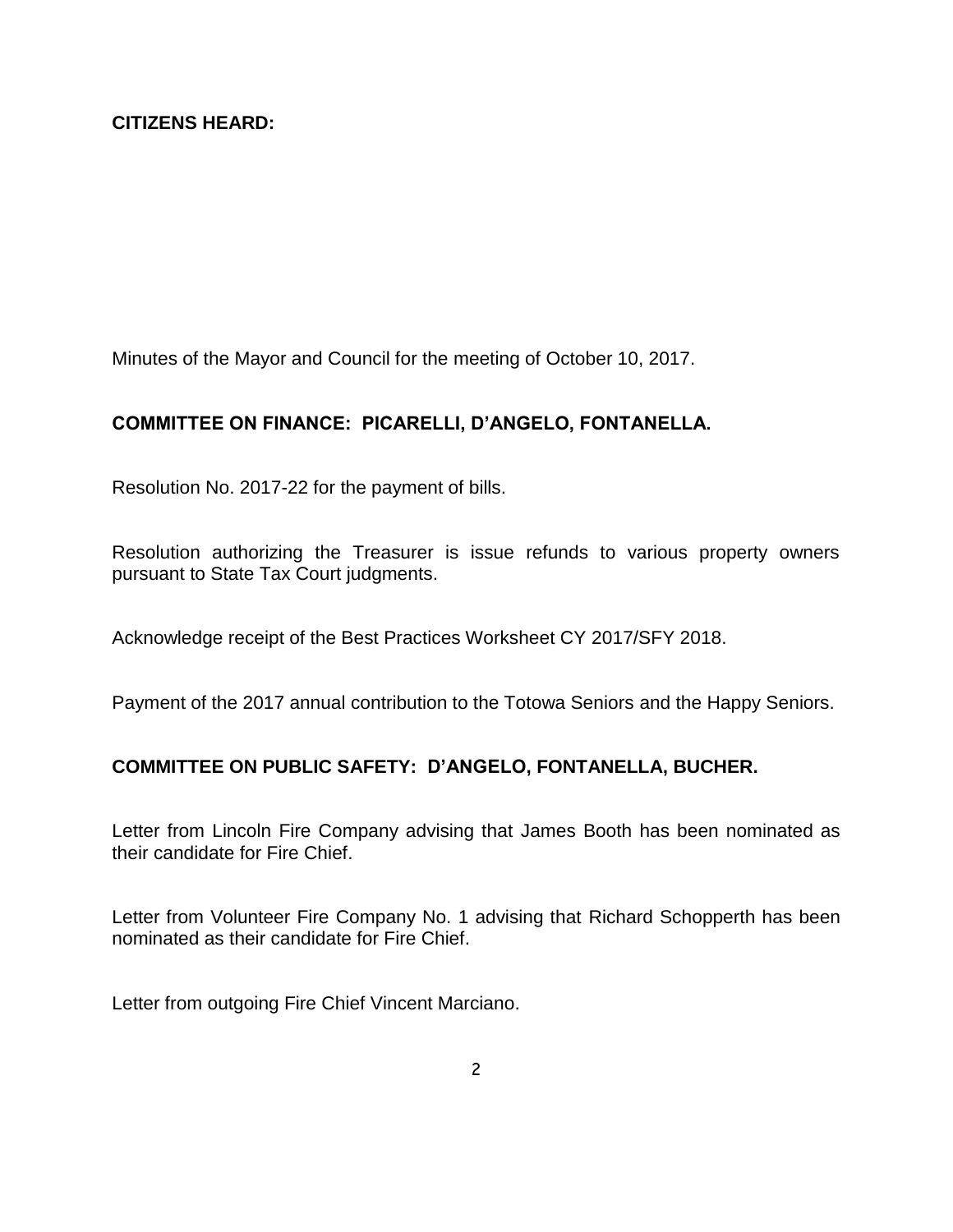**CITIZENS HEARD:**

Minutes of the Mayor and Council for the meeting of October 10, 2017.

**COMMITTEE ON FINANCE: PICARELLI, D'ANGELO, FONTANELLA.**

Resolution No. 2017-22 for the payment of bills.

Resolution authorizing the Treasurer is issue refunds to various property owners pursuant to State Tax Court judgments.

Acknowledge receipt of the Best Practices Worksheet CY 2017/SFY 2018.

Payment of the 2017 annual contribution to the Totowa Seniors and the Happy Seniors.

**COMMITTEE ON PUBLIC SAFETY: D'ANGELO, FONTANELLA, BUCHER.**

Letter from Lincoln Fire Company advising that James Booth has been nominated as their candidate for Fire Chief.

Letter from Volunteer Fire Company No. 1 advising that Richard Schopperth has been nominated as their candidate for Fire Chief.

Letter from outgoing Fire Chief Vincent Marciano.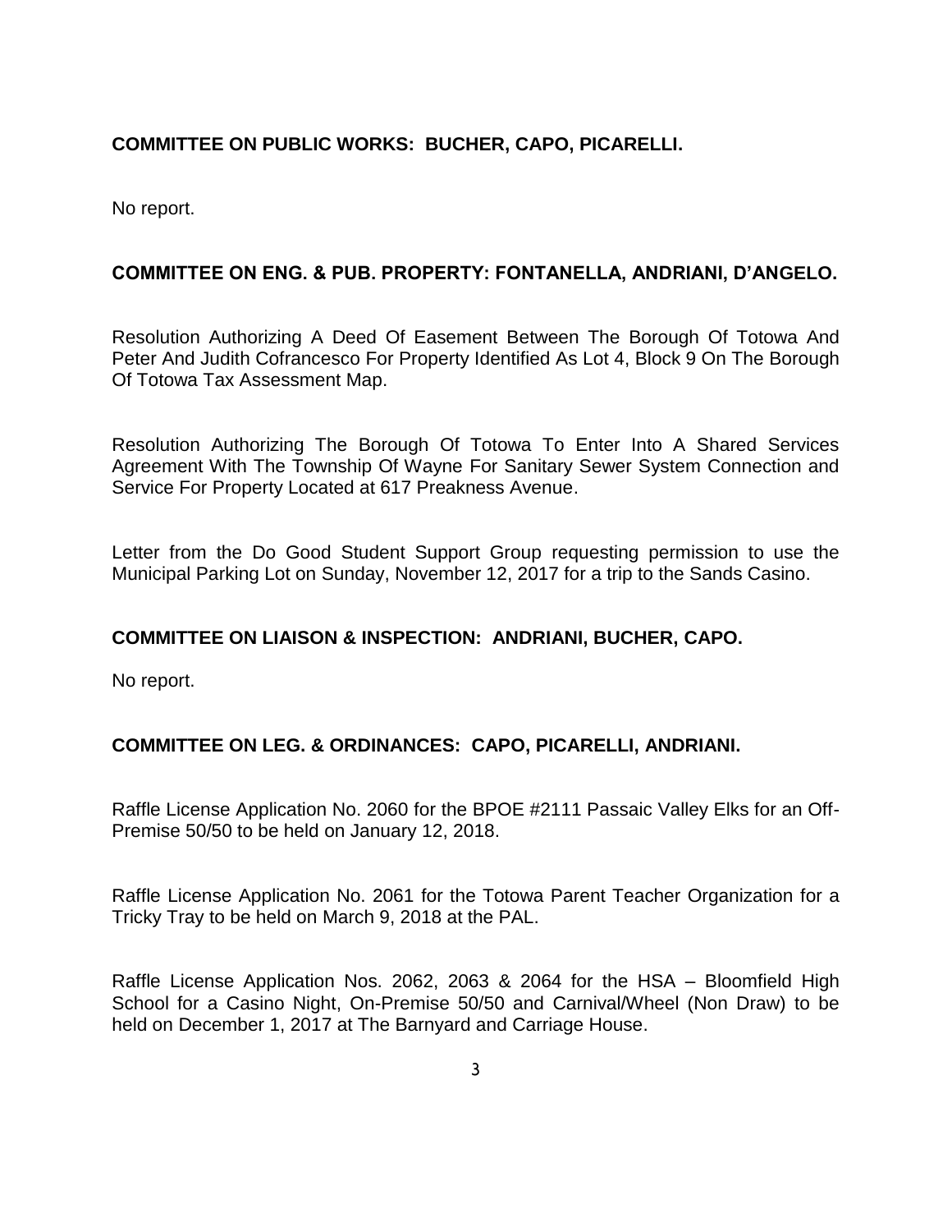**COMMITTEE ON PUBLIC WORKS: BUCHER, CAPO, PICARELLI.**

No report.

**COMMITTEE ON ENG. & PUB. PROPERTY: FONTANELLA, ANDRIANI, D'ANGELO.**

Resolution Authorizing A Deed Of Easement Between The Borough Of Totowa And Peter And Judith Cofrancesco For Property Identified As Lot 4, Block 9 On The Borough Of Totowa Tax Assessment Map.

Resolution Authorizing The Borough Of Totowa To Enter Into A Shared Services Agreement With The Township Of Wayne For Sanitary Sewer System Connection and Service For Property Located at 617 Preakness Avenue.

Letter from the Do Good Student Support Group requesting permission to use the Municipal Parking Lot on Sunday, November 12, 2017 for a trip to the Sands Casino.

**COMMITTEE ON LIAISON & INSPECTION: ANDRIANI, BUCHER, CAPO.**

No report.

**COMMITTEE ON LEG. & ORDINANCES: CAPO, PICARELLI, ANDRIANI.**

Raffle License Application No. 2060 for the BPOE #2111 Passaic Valley Elks for an Off-Premise 50/50 to be held on January 12, 2018.

Raffle License Application No. 2061 for the Totowa Parent Teacher Organization for a Tricky Tray to be held on March 9, 2018 at the PAL.

Raffle License Application Nos. 2062, 2063 & 2064 for the HSA – Bloomfield High School for a Casino Night, On-Premise 50/50 and Carnival/Wheel (Non Draw) to be held on December 1, 2017 at The Barnyard and Carriage House.